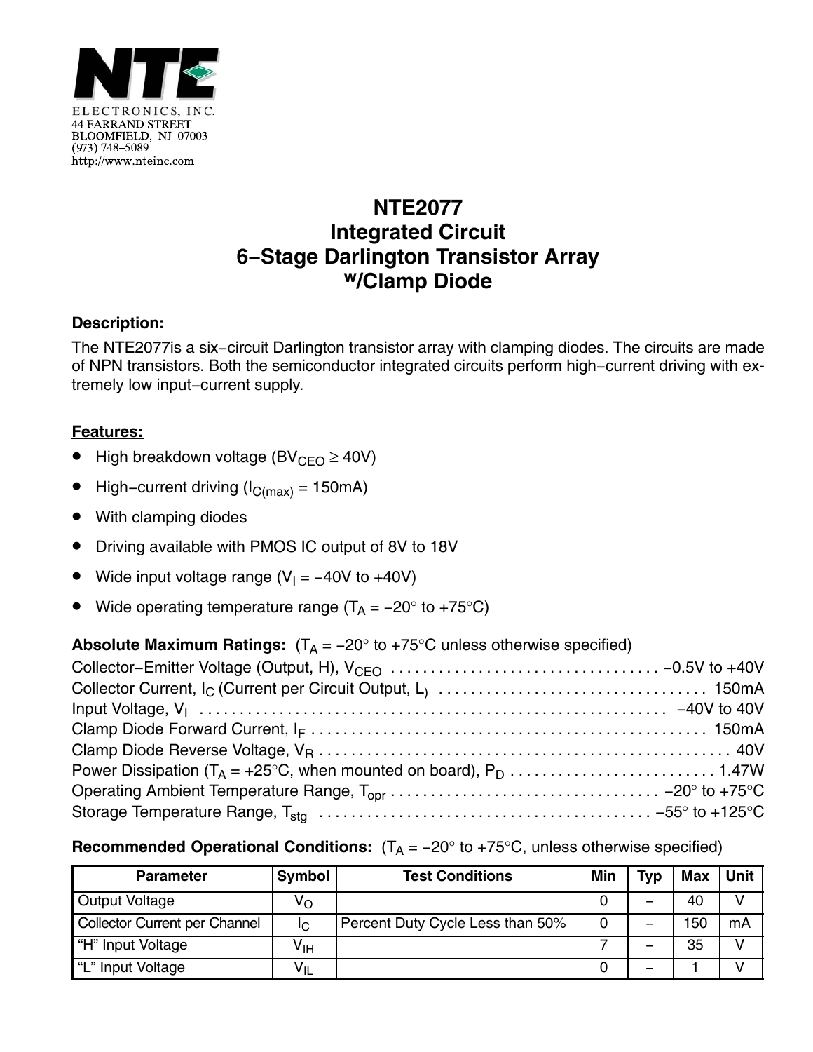NTE

ELECTRONICS, INC.
44 FARRAND STREET
BLOOMFIELD, NJ 07003
(973) 748–5089
http://www.nteinc.com

# NTE2077
# Integrated Circuit
# 6–Stage Darlington Transistor Array
# w/Clamp Diode

**Description:**

The NTE2077is a six–circuit Darlington transistor array with clamping diodes. The circuits are made of NPN transistors. Both the semiconductor integrated circuits perform high–current driving with extremely low input–current supply.

**Features:**

- High breakdown voltage ($BV_{CEO} \geq 40V$)
- High–current driving ($I_{C(max)}$ = 150mA)
- With clamping diodes
- Driving available with PMOS IC output of 8V to 18V
- Wide input voltage range ($V_I$ = −40V to +40V)
- Wide operating temperature range ($T_A$ = −20° to +75°C)

**Absolute Maximum Ratings:** ($T_A$ = −20° to +75°C unless otherwise specified)

Collector–Emitter Voltage (Output, H), $V_{CEO}$ . . . . . . . . . . −0.5V to +40V
Collector Current, $I_C$ (Current per Circuit Output, L) . . . . . . . . . . 150mA
Input Voltage, $V_I$ . . . . . . . . . . −40V to 40V
Clamp Diode Forward Current, $I_F$ . . . . . . . . . . 150mA
Clamp Diode Reverse Voltage, $V_R$ . . . . . . . . . . 40V
Power Dissipation ($T_A$ = +25°C, when mounted on board), $P_D$ . . . . . . . . . . 1.47W
Operating Ambient Temperature Range, $T_{opr}$ . . . . . . . . . . −20° to +75°C
Storage Temperature Range, $T_{stg}$ . . . . . . . . . . −55° to +125°C

**Recommended Operational Conditions:** ($T_A$ = −20° to +75°C, unless otherwise specified)

| Parameter | Symbol | Test Conditions | Min | Typ | Max | Unit |
|---|---|---|---|---|---|---|
| Output Voltage | $V_O$ | | 0 | – | 40 | V |
| Collector Current per Channel | $I_C$ | Percent Duty Cycle Less than 50% | 0 | – | 150 | mA |
| "H" Input Voltage | $V_{IH}$ | | 7 | – | 35 | V |
| "L" Input Voltage | $V_{IL}$ | | 0 | – | 1 | V |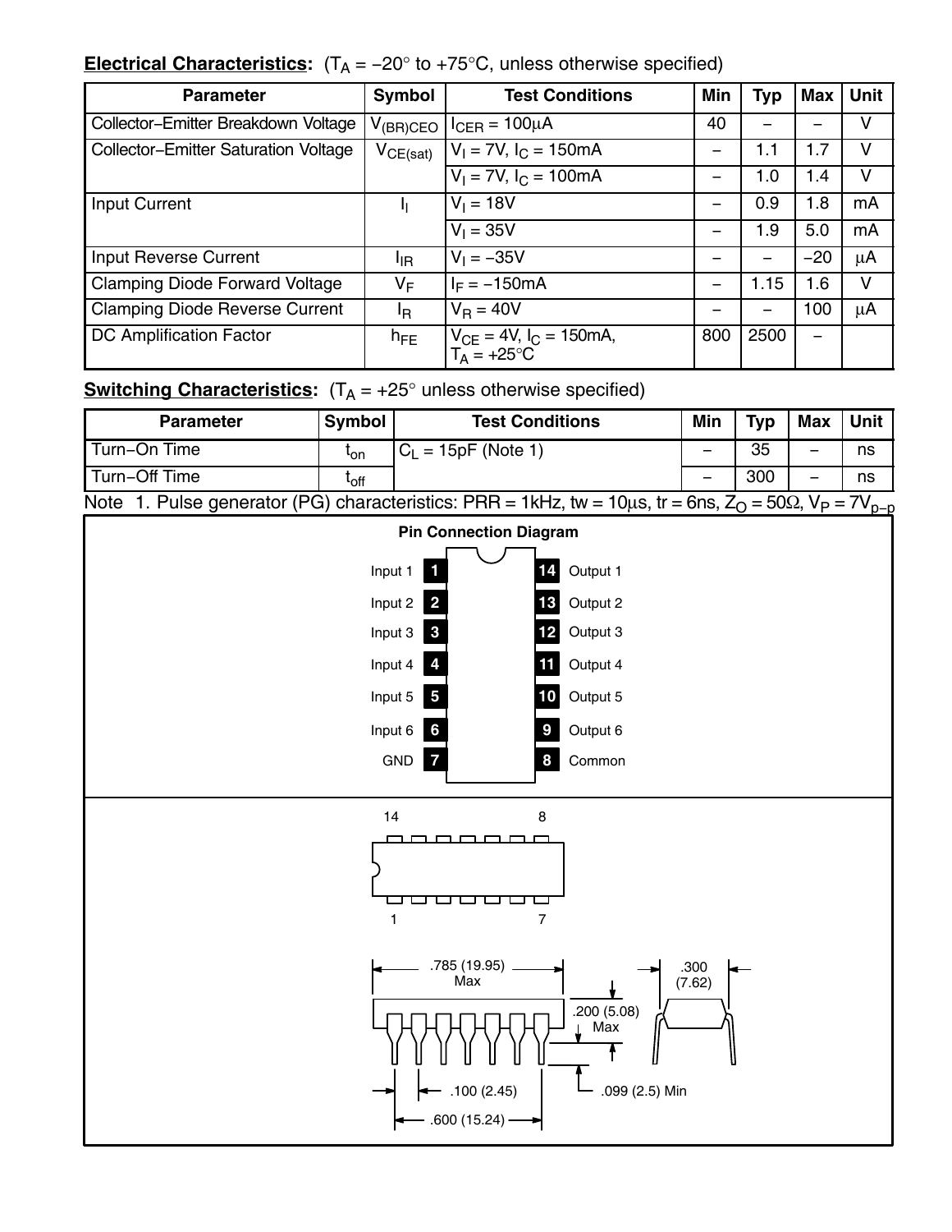**Electrical Characteristics:** ($T_A$ = −20° to +75°C, unless otherwise specified)

| Parameter | Symbol | Test Conditions | Min | Typ | Max | Unit |
|---|---|---|---|---|---|---|
| Collector−Emitter Breakdown Voltage | $V_{(BR)CEO}$ | $I_{CER}$ = 100μA | 40 | – | – | V |
| Collector−Emitter Saturation Voltage | $V_{CE(sat)}$ | $V_I$ = 7V, $I_C$ = 150mA | – | 1.1 | 1.7 | V |
| | | $V_I$ = 7V, $I_C$ = 100mA | – | 1.0 | 1.4 | V |
| Input Current | $I_I$ | $V_I$ = 18V | – | 0.9 | 1.8 | mA |
| | | $V_I$ = 35V | – | 1.9 | 5.0 | mA |
| Input Reverse Current | $I_{IR}$ | $V_I$ = −35V | – | – | −20 | μA |
| Clamping Diode Forward Voltage | $V_F$ | $I_F$ = −150mA | – | 1.15 | 1.6 | V |
| Clamping Diode Reverse Current | $I_R$ | $V_R$ = 40V | – | – | 100 | μA |
| DC Amplification Factor | $h_{FE}$ | $V_{CE}$ = 4V, $I_C$ = 150mA, $T_A$ = +25°C | 800 | 2500 | – | |

**Switching Characteristics:** ($T_A$ = +25° unless otherwise specified)

| Parameter | Symbol | Test Conditions | Min | Typ | Max | Unit |
|---|---|---|---|---|---|---|
| Turn−On Time | $t_{on}$ | $C_L$ = 15pF (Note 1) | – | 35 | – | ns |
| Turn−Off Time | $t_{off}$ | | – | 300 | – | ns |

Note 1. Pulse generator (PG) characteristics: PRR = 1kHz, tw = 10μs, tr = 6ns, $Z_O$ = 50Ω, $V_P$ = $7V_{p-p}$

**Pin Connection Diagram**

Input 1 1
Input 2 2
Input 3 3
Input 4 4
Input 5 5
Input 6 6
GND 7
14 Output 1
13 Output 2
12 Output 3
11 Output 4
10 Output 5
9 Output 6
8 Common

14
8
1
7

.785 (19.95) Max
.300 (7.62)
.200 (5.08) Max
.100 (2.45)
.099 (2.5) Min
.600 (15.24)